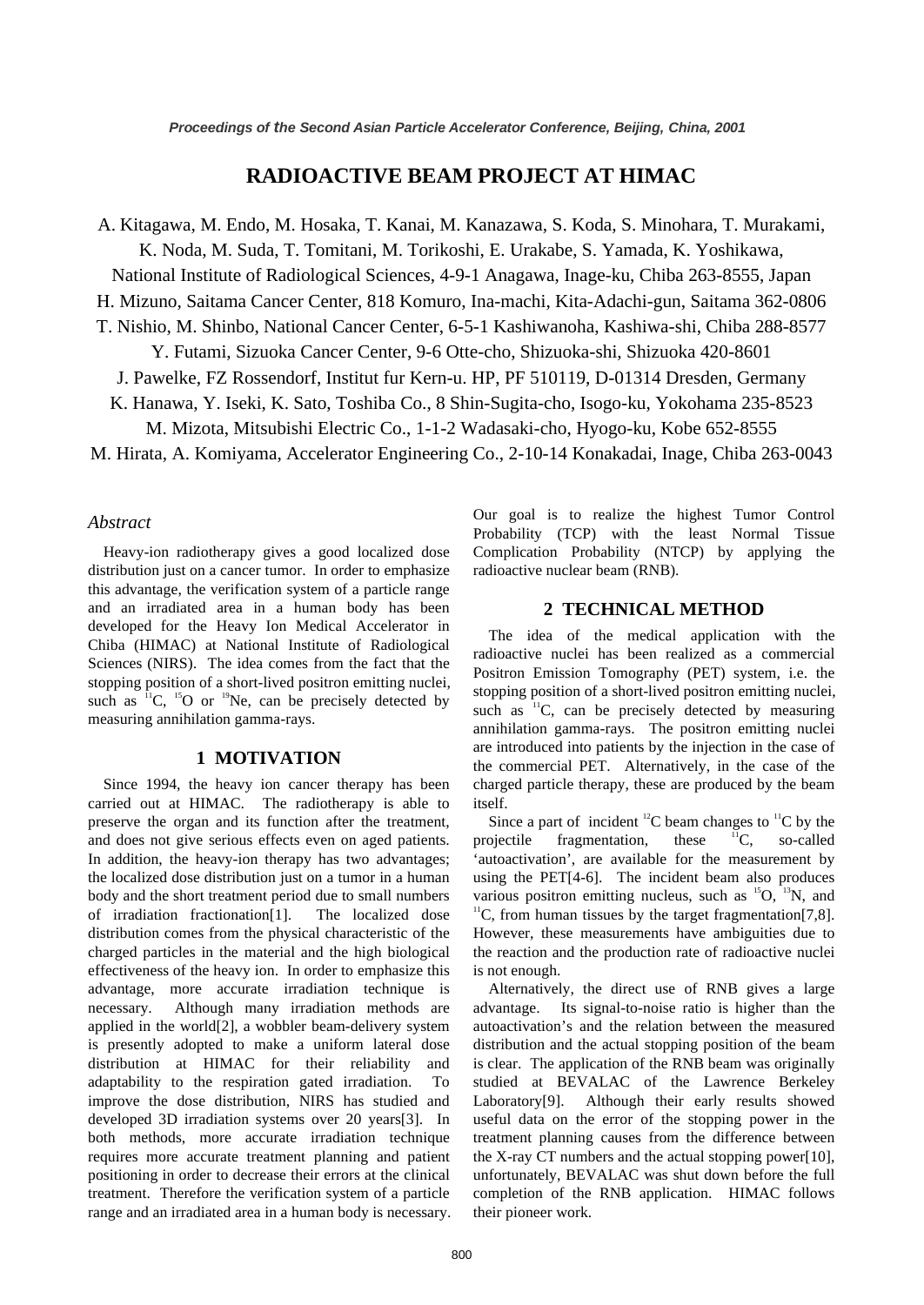# RADIOACTIVE BEAM PROJECT AT HIMAC

A. Kitagawa, M. Endo, M. Hosaka, T. Kanai, M. Kanazawa, S. Koda, S. Minohara, T. Murakami, K. Noda, M. Suda, T. Tomitani, M. Torikoshi, E. Urakabe, S. Yamada, K. Yoshikawa, National Institute of Radiological Sciences, 4-9-1 Anagawa, Inage-ku, Chiba 263-8555, Japan

H. Mizuno, Saitama Cancer Center, 818 Komuro, Ina-machi, Kita-Adachi-gun, Saitama 362-0806

T. Nishio, M. Shinbo, National Cancer Center, 6-5-1 Kashiwanoha, Kashiwa-shi, Chiba 288-8577

Y. Futami, Sizuoka Cancer Center, 9-6 Otte-cho, Shizuoka-shi, Shizuoka 420-8601

J. Pawelke, FZ Rossendorf, Institut fur Kern-u. HP, PF 510119, D-01314 Dresden, Germany

K. Hanawa, Y. Iseki, K. Sato, Toshiba Co., 8 Shin-Sugita-cho, Isogo-ku, Yokohama 235-8523

M. Mizota, Mitsubishi Electric Co., 1-1-2 Wadasaki-cho, Hyogo-ku, Kobe 652-8555

M. Hirata, A. Komiyama, Accelerator Engineering Co., 2-10-14 Konakadai, Inage, Chiba 263-0043

*Abstract*

Heavy-ion radiotherapy gives a good localized dose distribution just on a cancer tumor. In order to emphasize this advantage, the verification system of a particle range and an irradiated area in a human body has been developed for the Heavy Ion Medical Accelerator in Chiba (HIMAC) at National Institute of Radiological Sciences (NIRS). The idea comes from the fact that the stopping position of a short-lived positron emitting nuclei, such as $^{11}C$, $^{15}O$ or $^{19}Ne$, can be precisely detected by measuring annihilation gamma-rays.

## 1 MOTIVATION

Since 1994, the heavy ion cancer therapy has been carried out at HIMAC. The radiotherapy is able to preserve the organ and its function after the treatment, and does not give serious effects even on aged patients. In addition, the heavy-ion therapy has two advantages; the localized dose distribution just on a tumor in a human body and the short treatment period due to small numbers of irradiation fractionation[1]. The localized dose distribution comes from the physical characteristic of the charged particles in the material and the high biological effectiveness of the heavy ion. In order to emphasize this advantage, more accurate irradiation technique is necessary. Although many irradiation methods are applied in the world[2], a wobbler beam-delivery system is presently adopted to make a uniform lateral dose distribution at HIMAC for their reliability and adaptability to the respiration gated irradiation. To improve the dose distribution, NIRS has studied and developed 3D irradiation systems over 20 years[3]. In both methods, more accurate irradiation technique requires more accurate treatment planning and patient positioning in order to decrease their errors at the clinical treatment. Therefore the verification system of a particle range and an irradiated area in a human body is necessary. Our goal is to realize the highest Tumor Control Probability (TCP) with the least Normal Tissue Complication Probability (NTCP) by applying the radioactive nuclear beam (RNB).

## 2 TECHNICAL METHOD

The idea of the medical application with the radioactive nuclei has been realized as a commercial Positron Emission Tomography (PET) system, i.e. the stopping position of a short-lived positron emitting nuclei, such as $^{11}C$, can be precisely detected by measuring annihilation gamma-rays. The positron emitting nuclei are introduced into patients by the injection in the case of the commercial PET. Alternatively, in the case of the charged particle therapy, these are produced by the beam itself.

Since a part of incident $^{12}C$ beam changes to $^{11}C$ by the projectile fragmentation, these $^{11}C$, so-called 'autoactivation', are available for the measurement by using the PET[4-6]. The incident beam also produces various positron emitting nucleus, such as $^{15}O$, $^{13}N$, and $^{11}C$, from human tissues by the target fragmentation[7,8]. However, these measurements have ambiguities due to the reaction and the production rate of radioactive nuclei is not enough.

Alternatively, the direct use of RNB gives a large advantage. Its signal-to-noise ratio is higher than the autoactivation's and the relation between the measured distribution and the actual stopping position of the beam is clear. The application of the RNB beam was originally studied at BEVALAC of the Lawrence Berkeley Laboratory[9]. Although their early results showed useful data on the error of the stopping power in the treatment planning causes from the difference between the X-ray CT numbers and the actual stopping power[10], unfortunately, BEVALAC was shut down before the full completion of the RNB application. HIMAC follows their pioneer work.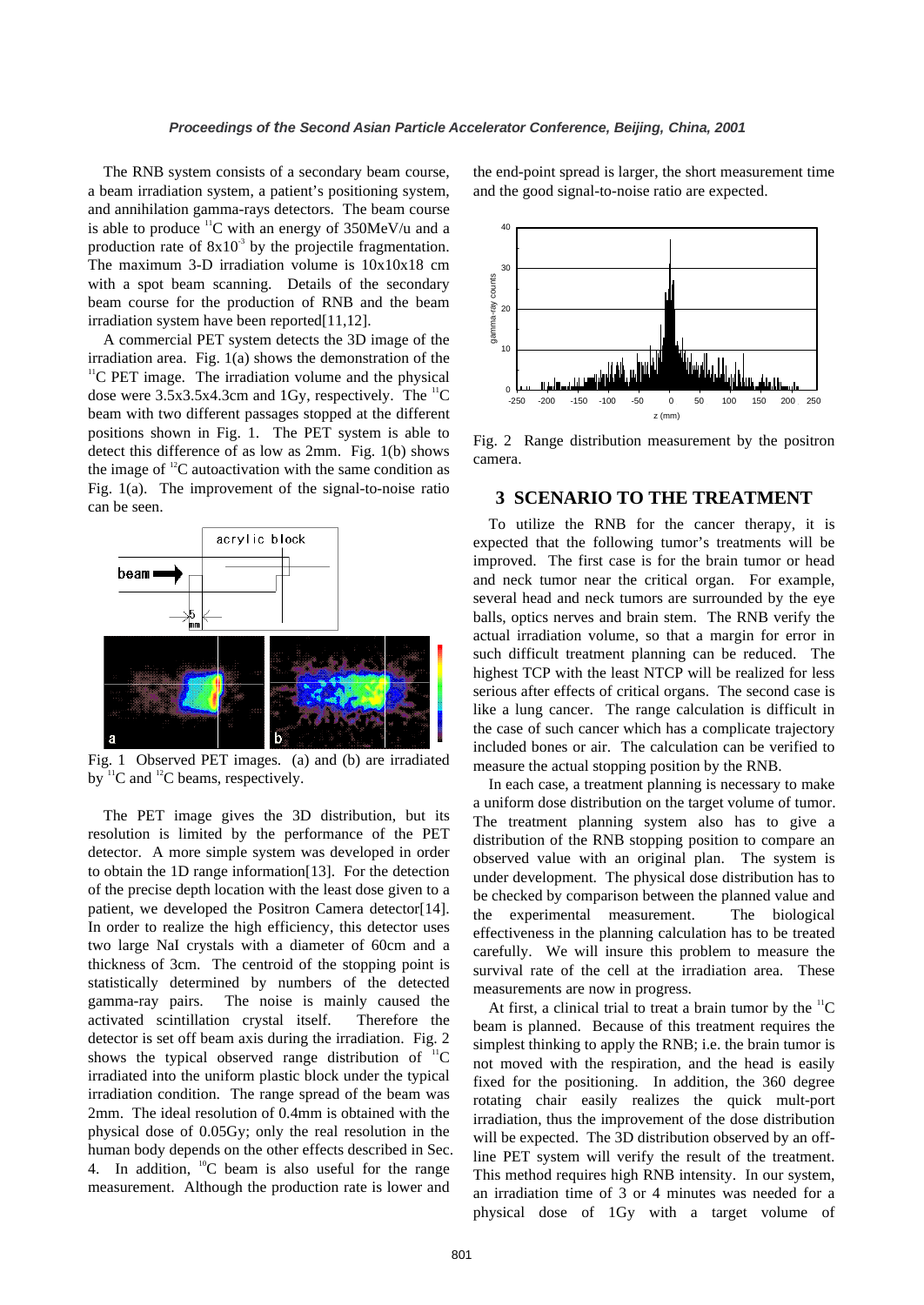The RNB system consists of a secondary beam course, a beam irradiation system, a patient's positioning system, and annihilation gamma-rays detectors. The beam course is able to produce $^{11}$C with an energy of 350MeV/u and a production rate of $8 \times 10^{-3}$ by the projectile fragmentation. The maximum 3-D irradiation volume is 10x10x18 cm with a spot beam scanning. Details of the secondary beam course for the production of RNB and the beam irradiation system have been reported[11,12].

A commercial PET system detects the 3D image of the irradiation area. Fig. 1(a) shows the demonstration of the $^{11}$C PET image. The irradiation volume and the physical dose were 3.5x3.5x4.3cm and 1Gy, respectively. The $^{11}$C beam with two different passages stopped at the different positions shown in Fig. 1. The PET system is able to detect this difference of as low as 2mm. Fig. 1(b) shows the image of $^{12}$C autoactivation with the same condition as Fig. 1(a). The improvement of the signal-to-noise ratio can be seen.

Fig. 1 Observed PET images. (a) and (b) are irradiated by $^{11}$C and $^{12}$C beams, respectively.

The PET image gives the 3D distribution, but its resolution is limited by the performance of the PET detector. A more simple system was developed in order to obtain the 1D range information[13]. For the detection of the precise depth location with the least dose given to a patient, we developed the Positron Camera detector[14]. In order to realize the high efficiency, this detector uses two large NaI crystals with a diameter of 60cm and a thickness of 3cm. The centroid of the stopping point is statistically determined by numbers of the detected gamma-ray pairs. The noise is mainly caused the activated scintillation crystal itself. Therefore the detector is set off beam axis during the irradiation. Fig. 2 shows the typical observed range distribution of $^{11}$C irradiated into the uniform plastic block under the typical irradiation condition. The range spread of the beam was 2mm. The ideal resolution of 0.4mm is obtained with the physical dose of 0.05Gy; only the real resolution in the human body depends on the other effects described in Sec. 4. In addition, $^{10}$C beam is also useful for the range measurement. Although the production rate is lower and the end-point spread is larger, the short measurement time and the good signal-to-noise ratio are expected.

Fig. 2 Range distribution measurement by the positron camera.

## 3 SCENARIO TO THE TREATMENT

To utilize the RNB for the cancer therapy, it is expected that the following tumor's treatments will be improved. The first case is for the brain tumor or head and neck tumor near the critical organ. For example, several head and neck tumors are surrounded by the eye balls, optics nerves and brain stem. The RNB verify the actual irradiation volume, so that a margin for error in such difficult treatment planning can be reduced. The highest TCP with the least NTCP will be realized for less serious after effects of critical organs. The second case is like a lung cancer. The range calculation is difficult in the case of such cancer which has a complicate trajectory included bones or air. The calculation can be verified to measure the actual stopping position by the RNB.

In each case, a treatment planning is necessary to make a uniform dose distribution on the target volume of tumor. The treatment planning system also has to give a distribution of the RNB stopping position to compare an observed value with an original plan. The system is under development. The physical dose distribution has to be checked by comparison between the planned value and the experimental measurement. The biological effectiveness in the planning calculation has to be treated carefully. We will insure this problem to measure the survival rate of the cell at the irradiation area. These measurements are now in progress.

At first, a clinical trial to treat a brain tumor by the $^{11}$C beam is planned. Because of this treatment requires the simplest thinking to apply the RNB; i.e. the brain tumor is not moved with the respiration, and the head is easily fixed for the positioning. In addition, the 360 degree rotating chair easily realizes the quick mult-port irradiation, thus the improvement of the dose distribution will be expected. The 3D distribution observed by an off-line PET system will verify the result of the treatment. This method requires high RNB intensity. In our system, an irradiation time of 3 or 4 minutes was needed for a physical dose of 1Gy with a target volume of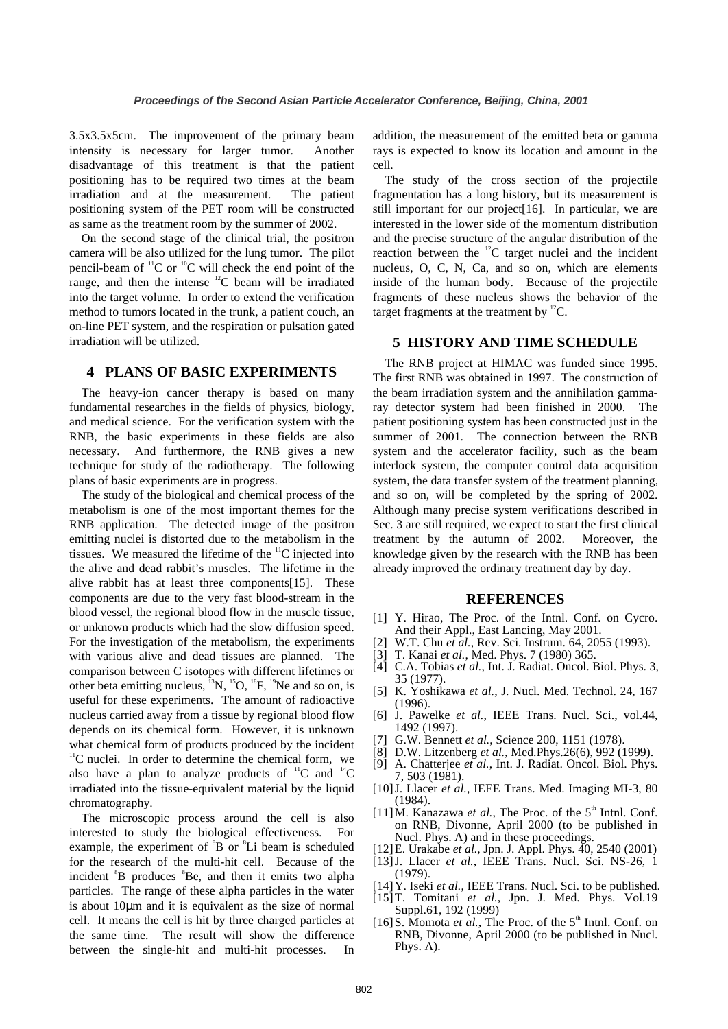3.5x3.5x5cm. The improvement of the primary beam intensity is necessary for larger tumor. Another disadvantage of this treatment is that the patient positioning has to be required two times at the beam irradiation and at the measurement. The patient positioning system of the PET room will be constructed as same as the treatment room by the summer of 2002.

On the second stage of the clinical trial, the positron camera will be also utilized for the lung tumor. The pilot pencil-beam of $^{11}$C or $^{10}$C will check the end point of the range, and then the intense $^{12}$C beam will be irradiated into the target volume. In order to extend the verification method to tumors located in the trunk, a patient couch, an on-line PET system, and the respiration or pulsation gated irradiation will be utilized.

## 4 PLANS OF BASIC EXPERIMENTS

The heavy-ion cancer therapy is based on many fundamental researches in the fields of physics, biology, and medical science. For the verification system with the RNB, the basic experiments in these fields are also necessary. And furthermore, the RNB gives a new technique for study of the radiotherapy. The following plans of basic experiments are in progress.

The study of the biological and chemical process of the metabolism is one of the most important themes for the RNB application. The detected image of the positron emitting nuclei is distorted due to the metabolism in the tissues. We measured the lifetime of the $^{11}$C injected into the alive and dead rabbit's muscles. The lifetime in the alive rabbit has at least three components[15]. These components are due to the very fast blood-stream in the blood vessel, the regional blood flow in the muscle tissue, or unknown products which had the slow diffusion speed. For the investigation of the metabolism, the experiments with various alive and dead tissues are planned. The comparison between C isotopes with different lifetimes or other beta emitting nucleus, $^{13}$N, $^{15}$O, $^{18}$F, $^{19}$Ne and so on, is useful for these experiments. The amount of radioactive nucleus carried away from a tissue by regional blood flow depends on its chemical form. However, it is unknown what chemical form of products produced by the incident $^{11}$C nuclei. In order to determine the chemical form, we also have a plan to analyze products of $^{11}$C and $^{14}$C irradiated into the tissue-equivalent material by the liquid chromatography.

The microscopic process around the cell is also interested to study the biological effectiveness. For example, the experiment of $^{8}$B or $^{8}$Li beam is scheduled for the research of the multi-hit cell. Because of the incident $^{8}$B produces $^{8}$Be, and then it emits two alpha particles. The range of these alpha particles in the water is about 10μm and it is equivalent as the size of normal cell. It means the cell is hit by three charged particles at the same time. The result will show the difference between the single-hit and multi-hit processes. In addition, the measurement of the emitted beta or gamma rays is expected to know its location and amount in the cell.

The study of the cross section of the projectile fragmentation has a long history, but its measurement is still important for our project[16]. In particular, we are interested in the lower side of the momentum distribution and the precise structure of the angular distribution of the reaction between the $^{12}$C target nuclei and the incident nucleus, O, C, N, Ca, and so on, which are elements inside of the human body. Because of the projectile fragments of these nucleus shows the behavior of the target fragments at the treatment by $^{12}$C.

## 5 HISTORY AND TIME SCHEDULE

The RNB project at HIMAC was funded since 1995. The first RNB was obtained in 1997. The construction of the beam irradiation system and the annihilation gamma-ray detector system had been finished in 2000. The patient positioning system has been constructed just in the summer of 2001. The connection between the RNB system and the accelerator facility, such as the beam interlock system, the computer control data acquisition system, the data transfer system of the treatment planning, and so on, will be completed by the spring of 2002. Although many precise system verifications described in Sec. 3 are still required, we expect to start the first clinical treatment by the autumn of 2002. Moreover, the knowledge given by the research with the RNB has been already improved the ordinary treatment day by day.

## REFERENCES

[1] Y. Hirao, The Proc. of the Intnl. Conf. on Cycro. And their Appl., East Lancing, May 2001.

[2] W.T. Chu *et al.*, Rev. Sci. Instrum. 64, 2055 (1993).

[3] T. Kanai *et al.*, Med. Phys. 7 (1980) 365.

[4] C.A. Tobias *et al.*, Int. J. Radiat. Oncol. Biol. Phys. 3, 35 (1977).

[5] K. Yoshikawa *et al.*, J. Nucl. Med. Technol. 24, 167 (1996).

[6] J. Pawelke *et al.*, IEEE Trans. Nucl. Sci., vol.44, 1492 (1997).

[7] G.W. Bennett *et al.*, Science 200, 1151 (1978).

[8] D.W. Litzenberg *et al.*, Med.Phys.26(6), 992 (1999).

[9] A. Chatterjee *et al.*, Int. J. Radiat. Oncol. Biol. Phys. 7, 503 (1981).

[10] J. Llacer *et al.*, IEEE Trans. Med. Imaging MI-3, 80 (1984).

[11] M. Kanazawa *et al.*, The Proc. of the 5th Intnl. Conf. on RNB, Divonne, April 2000 (to be published in Nucl. Phys. A) and in these proceedings.

[12] E. Urakabe *et al.*, Jpn. J. Appl. Phys. 40, 2540 (2001)

[13] J. Llacer *et al.*, IEEE Trans. Nucl. Sci. NS-26, 1 (1979).

[14] Y. Iseki *et al.*, IEEE Trans. Nucl. Sci. to be published.

[15] T. Tomitani *et al.*, Jpn. J. Med. Phys. Vol.19 Suppl.61, 192 (1999)

[16] S. Momota *et al.*, The Proc. of the 5th Intnl. Conf. on RNB, Divonne, April 2000 (to be published in Nucl. Phys. A).